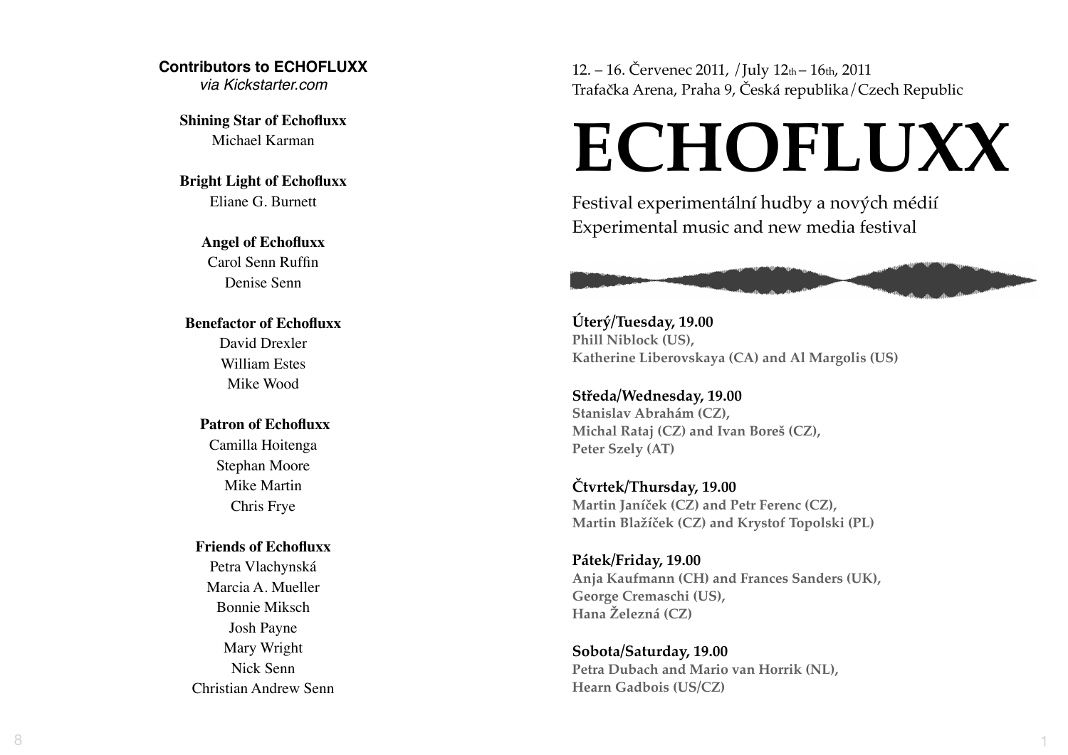**Contributors to ECHOFLUXX**
*via Kickstarter.com*

**Shining Star of Echofluxx**
Michael Karman

**Bright Light of Echofluxx**
Eliane G. Burnett

**Angel of Echofluxx**
Carol Senn Ruffin
Denise Senn

**Benefactor of Echofluxx**
David Drexler
William Estes
Mike Wood

**Patron of Echofluxx**
Camilla Hoitenga
Stephan Moore
Mike Martin
Chris Frye

**Friends of Echofluxx**
Petra Vlachynská
Marcia A. Mueller
Bonnie Miksch
Josh Payne
Mary Wright
Nick Senn
Christian Andrew Senn

12. – 16. Červenec 2011, /July 12th – 16th, 2011
Trafačka Arena, Praha 9, Česká republika/Czech Republic

# ECHOFLUXX

Festival experimentální hudby a nových médií
Experimental music and new media festival

**Úterý/Tuesday, 19.00**
**Phill Niblock (US),**
**Katherine Liberovskaya (CA) and Al Margolis (US)**

**Středa/Wednesday, 19.00**
**Stanislav Abrahám (CZ),**
**Michal Rataj (CZ) and Ivan Boreš (CZ),**
**Peter Szely (AT)**

**Čtvrtek/Thursday, 19.00**
**Martin Janíček (CZ) and Petr Ferenc (CZ),**
**Martin Blažíček (CZ) and Krystof Topolski (PL)**

**Pátek/Friday, 19.00**
**Anja Kaufmann (CH) and Frances Sanders (UK),**
**George Cremaschi (US),**
**Hana Železná (CZ)**

**Sobota/Saturday, 19.00**
**Petra Dubach and Mario van Horrik (NL),**
**Hearn Gadbois (US/CZ)**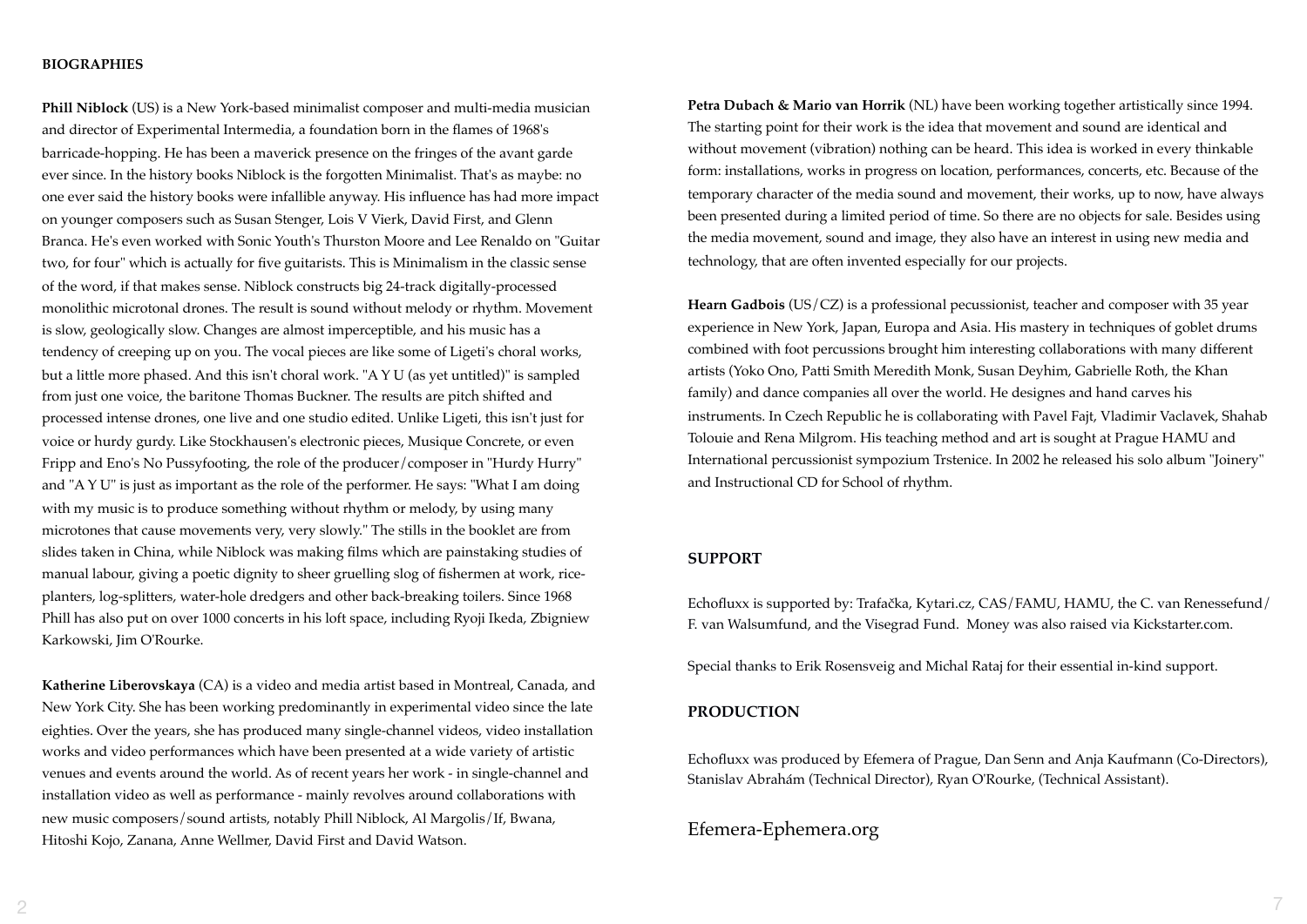**BIOGRAPHIES**

**Phill Niblock** (US) is a New York-based minimalist composer and multi-media musician and director of Experimental Intermedia, a foundation born in the flames of 1968's barricade-hopping. He has been a maverick presence on the fringes of the avant garde ever since. In the history books Niblock is the forgotten Minimalist. That's as maybe: no one ever said the history books were infallible anyway. His influence has had more impact on younger composers such as Susan Stenger, Lois V Vierk, David First, and Glenn Branca. He's even worked with Sonic Youth's Thurston Moore and Lee Renaldo on "Guitar two, for four" which is actually for five guitarists. This is Minimalism in the classic sense of the word, if that makes sense. Niblock constructs big 24-track digitally-processed monolithic microtonal drones. The result is sound without melody or rhythm. Movement is slow, geologically slow. Changes are almost imperceptible, and his music has a tendency of creeping up on you. The vocal pieces are like some of Ligeti's choral works, but a little more phased. And this isn't choral work. "A Y U (as yet untitled)" is sampled from just one voice, the baritone Thomas Buckner. The results are pitch shifted and processed intense drones, one live and one studio edited. Unlike Ligeti, this isn't just for voice or hurdy gurdy. Like Stockhausen's electronic pieces, Musique Concrete, or even Fripp and Eno's No Pussyfooting, the role of the producer/composer in "Hurdy Hurry" and "A Y U" is just as important as the role of the performer. He says: "What I am doing with my music is to produce something without rhythm or melody, by using many microtones that cause movements very, very slowly." The stills in the booklet are from slides taken in China, while Niblock was making films which are painstaking studies of manual labour, giving a poetic dignity to sheer gruelling slog of fishermen at work, rice-planters, log-splitters, water-hole dredgers and other back-breaking toilers. Since 1968 Phill has also put on over 1000 concerts in his loft space, including Ryoji Ikeda, Zbigniew Karkowski, Jim O'Rourke.

**Katherine Liberovskaya** (CA) is a video and media artist based in Montreal, Canada, and New York City. She has been working predominantly in experimental video since the late eighties. Over the years, she has produced many single-channel videos, video installation works and video performances which have been presented at a wide variety of artistic venues and events around the world. As of recent years her work - in single-channel and installation video as well as performance - mainly revolves around collaborations with new music composers/sound artists, notably Phill Niblock, Al Margolis/If, Bwana, Hitoshi Kojo, Zanana, Anne Wellmer, David First and David Watson.

**Petra Dubach & Mario van Horrik** (NL) have been working together artistically since 1994. The starting point for their work is the idea that movement and sound are identical and without movement (vibration) nothing can be heard. This idea is worked in every thinkable form: installations, works in progress on location, performances, concerts, etc. Because of the temporary character of the media sound and movement, their works, up to now, have always been presented during a limited period of time. So there are no objects for sale. Besides using the media movement, sound and image, they also have an interest in using new media and technology, that are often invented especially for our projects.

**Hearn Gadbois** (US/CZ) is a professional pecussionist, teacher and composer with 35 year experience in New York, Japan, Europa and Asia. His mastery in techniques of goblet drums combined with foot percussions brought him interesting collaborations with many different artists (Yoko Ono, Patti Smith Meredith Monk, Susan Deyhim, Gabrielle Roth, the Khan family) and dance companies all over the world. He designes and hand carves his instruments. In Czech Republic he is collaborating with Pavel Fajt, Vladimir Vaclavek, Shahab Tolouie and Rena Milgrom. His teaching method and art is sought at Prague HAMU and International percussionist sympozium Trstenice. In 2002 he released his solo album "Joinery" and Instructional CD for School of rhythm.

**SUPPORT**

Echofluxx is supported by: Trafačka, Kytari.cz, CAS/FAMU, HAMU, the C. van Renessefund/ F. van Walsumfund, and the Visegrad Fund. Money was also raised via Kickstarter.com.

Special thanks to Erik Rosensveig and Michal Rataj for their essential in-kind support.

**PRODUCTION**

Echofluxx was produced by Efemera of Prague, Dan Senn and Anja Kaufmann (Co-Directors), Stanislav Abrahám (Technical Director), Ryan O'Rourke, (Technical Assistant).

Efemera-Ephemera.org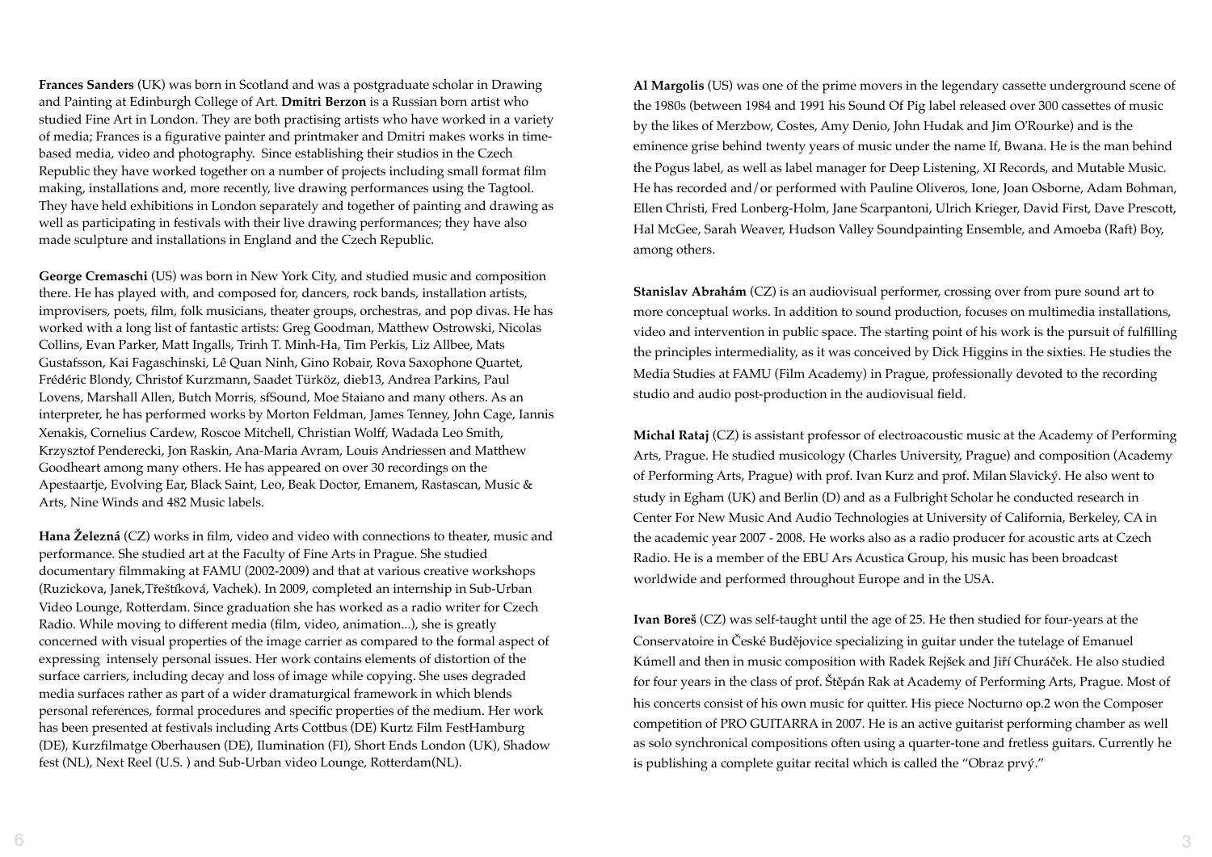**Frances Sanders** (UK) was born in Scotland and was a postgraduate scholar in Drawing and Painting at Edinburgh College of Art. **Dmitri Berzon** is a Russian born artist who studied Fine Art in London. They are both practising artists who have worked in a variety of media; Frances is a figurative painter and printmaker and Dmitri makes works in time-based media, video and photography. Since establishing their studios in the Czech Republic they have worked together on a number of projects including small format film making, installations and, more recently, live drawing performances using the Tagtool. They have held exhibitions in London separately and together of painting and drawing as well as participating in festivals with their live drawing performances; they have also made sculpture and installations in England and the Czech Republic.

**George Cremaschi** (US) was born in New York City, and studied music and composition there. He has played with, and composed for, dancers, rock bands, installation artists, improvisers, poets, film, folk musicians, theater groups, orchestras, and pop divas. He has worked with a long list of fantastic artists: Greg Goodman, Matthew Ostrowski, Nicolas Collins, Evan Parker, Matt Ingalls, Trinh T. Minh-Ha, Tim Perkis, Liz Allbee, Mats Gustafsson, Kai Fagaschinski, Lê Quan Ninh, Gino Robair, Rova Saxophone Quartet, Frédéric Blondy, Christof Kurzmann, Saadet Türköz, dieb13, Andrea Parkins, Paul Lovens, Marshall Allen, Butch Morris, sfSound, Moe Staiano and many others. As an interpreter, he has performed works by Morton Feldman, James Tenney, John Cage, Iannis Xenakis, Cornelius Cardew, Roscoe Mitchell, Christian Wolff, Wadada Leo Smith, Krzysztof Penderecki, Jon Raskin, Ana-Maria Avram, Louis Andriessen and Matthew Goodheart among many others. He has appeared on over 30 recordings on the Apestaartje, Evolving Ear, Black Saint, Leo, Beak Doctor, Emanem, Rastascan, Music & Arts, Nine Winds and 482 Music labels.

**Hana Železná** (CZ) works in film, video and video with connections to theater, music and performance. She studied art at the Faculty of Fine Arts in Prague. She studied documentary filmmaking at FAMU (2002-2009) and that at various creative workshops (Ruzickova, Janek,Třeštíková, Vachek). In 2009, completed an internship in Sub-Urban Video Lounge, Rotterdam. Since graduation she has worked as a radio writer for Czech Radio. While moving to different media (film, video, animation...), she is greatly concerned with visual properties of the image carrier as compared to the formal aspect of expressing intensely personal issues. Her work contains elements of distortion of the surface carriers, including decay and loss of image while copying. She uses degraded media surfaces rather as part of a wider dramaturgical framework in which blends personal references, formal procedures and specific properties of the medium. Her work has been presented at festivals including Arts Cottbus (DE) Kurtz Film FestHamburg (DE), Kurzfilmatge Oberhausen (DE), Ilumination (FI), Short Ends London (UK), Shadow fest (NL), Next Reel (U.S. ) and Sub-Urban video Lounge, Rotterdam(NL).

**Al Margolis** (US) was one of the prime movers in the legendary cassette underground scene of the 1980s (between 1984 and 1991 his Sound Of Pig label released over 300 cassettes of music by the likes of Merzbow, Costes, Amy Denio, John Hudak and Jim O'Rourke) and is the eminence grise behind twenty years of music under the name If, Bwana. He is the man behind the Pogus label, as well as label manager for Deep Listening, XI Records, and Mutable Music. He has recorded and/or performed with Pauline Oliveros, Ione, Joan Osborne, Adam Bohman, Ellen Christi, Fred Lonberg-Holm, Jane Scarpantoni, Ulrich Krieger, David First, Dave Prescott, Hal McGee, Sarah Weaver, Hudson Valley Soundpainting Ensemble, and Amoeba (Raft) Boy, among others.

**Stanislav Abrahám** (CZ) is an audiovisual performer, crossing over from pure sound art to more conceptual works. In addition to sound production, focuses on multimedia installations, video and intervention in public space. The starting point of his work is the pursuit of fulfilling the principles intermediality, as it was conceived by Dick Higgins in the sixties. He studies the Media Studies at FAMU (Film Academy) in Prague, professionally devoted to the recording studio and audio post-production in the audiovisual field.

**Michal Rataj** (CZ) is assistant professor of electroacoustic music at the Academy of Performing Arts, Prague. He studied musicology (Charles University, Prague) and composition (Academy of Performing Arts, Prague) with prof. Ivan Kurz and prof. Milan Slavický. He also went to study in Egham (UK) and Berlin (D) and as a Fulbright Scholar he conducted research in Center For New Music And Audio Technologies at University of California, Berkeley, CA in the academic year 2007 - 2008. He works also as a radio producer for acoustic arts at Czech Radio. He is a member of the EBU Ars Acustica Group, his music has been broadcast worldwide and performed throughout Europe and in the USA.

**Ivan Boreš** (CZ) was self-taught until the age of 25. He then studied for four-years at the Conservatoire in České Budějovice specializing in guitar under the tutelage of Emanuel Kúmell and then in music composition with Radek Rejšek and Jiří Churáček. He also studied for four years in the class of prof. Štěpán Rak at Academy of Performing Arts, Prague. Most of his concerts consist of his own music for quitter. His piece Nocturno op.2 won the Composer competition of PRO GUITARRA in 2007. He is an active guitarist performing chamber as well as solo synchronical compositions often using a quarter-tone and fretless guitars. Currently he is publishing a complete guitar recital which is called the "Obraz prvý."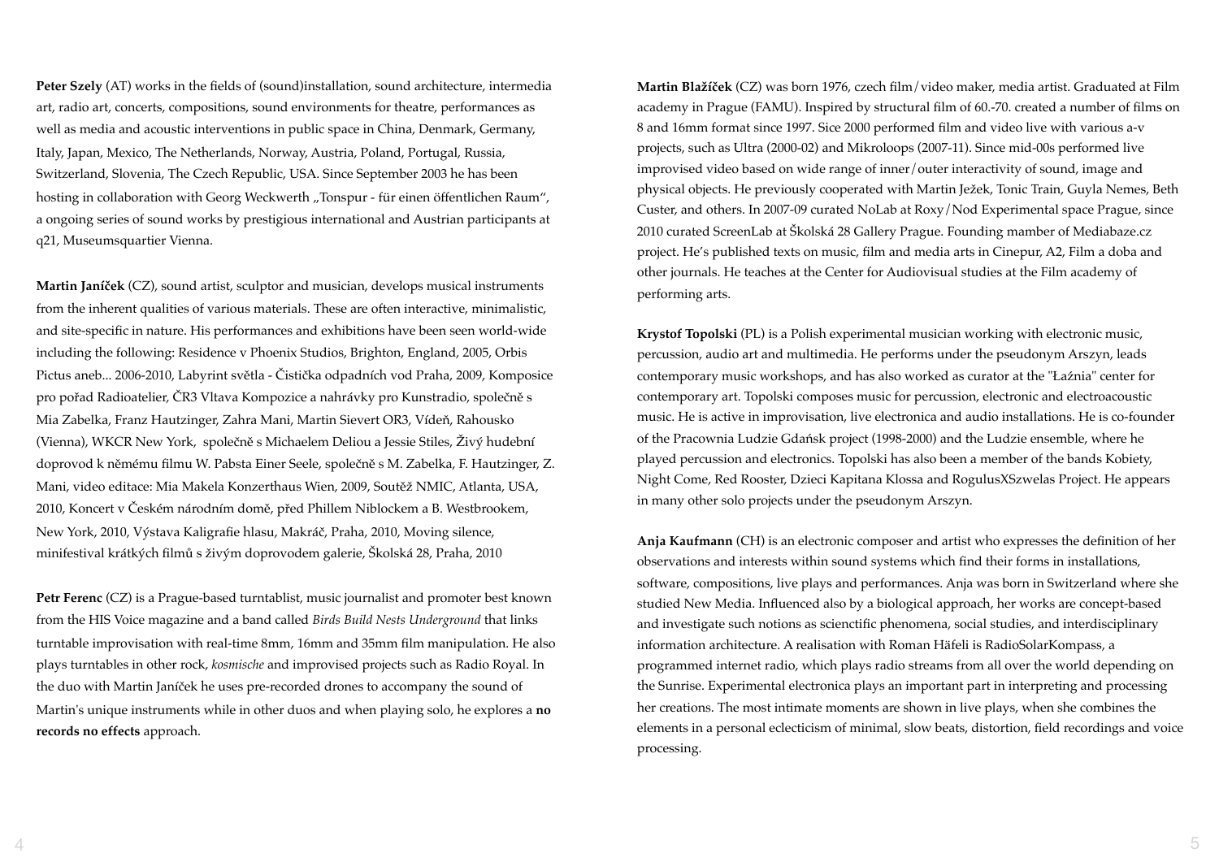**Peter Szely** (AT) works in the fields of (sound)installation, sound architecture, intermedia art, radio art, concerts, compositions, sound environments for theatre, performances as well as media and acoustic interventions in public space in China, Denmark, Germany, Italy, Japan, Mexico, The Netherlands, Norway, Austria, Poland, Portugal, Russia, Switzerland, Slovenia, The Czech Republic, USA. Since September 2003 he has been hosting in collaboration with Georg Weckwerth „Tonspur - für einen öffentlichen Raum", a ongoing series of sound works by prestigious international and Austrian participants at q21, Museumsquartier Vienna.

**Martin Janíček** (CZ), sound artist, sculptor and musician, develops musical instruments from the inherent qualities of various materials. These are often interactive, minimalistic, and site-specific in nature. His performances and exhibitions have been seen world-wide including the following: Residence v Phoenix Studios, Brighton, England, 2005, Orbis Pictus aneb... 2006-2010, Labyrint světla - Čistička odpadních vod Praha, 2009, Komposice pro pořad Radioatelier, ČR3 Vltava Kompozice a nahrávky pro Kunstradio, společně s Mia Zabelka, Franz Hautzinger, Zahra Mani, Martin Sievert OR3, Vídeň, Rahousko (Vienna), WKCR New York, společně s Michaelem Deliou a Jessie Stiles, Živý hudební doprovod k němému filmu W. Pabsta Einer Seele, společně s M. Zabelka, F. Hautzinger, Z. Mani, video editace: Mia Makela Konzerthaus Wien, 2009, Soutěž NMIC, Atlanta, USA, 2010, Koncert v Českém národním domě, před Phillem Niblockem a B. Westbrookem, New York, 2010, Výstava Kaligrafie hlasu, Makráč, Praha, 2010, Moving silence, minifestival krátkých filmů s živým doprovodem galerie, Školská 28, Praha, 2010

**Petr Ferenc** (CZ) is a Prague-based turntablist, music journalist and promoter best known from the HIS Voice magazine and a band called *Birds Build Nests Underground* that links turntable improvisation with real-time 8mm, 16mm and 35mm film manipulation. He also plays turntables in other rock, *kosmische* and improvised projects such as Radio Royal. In the duo with Martin Janíček he uses pre-recorded drones to accompany the sound of Martin's unique instruments while in other duos and when playing solo, he explores a **no records no effects** approach.

**Martin Blažíček** (CZ) was born 1976, czech film/video maker, media artist. Graduated at Film academy in Prague (FAMU). Inspired by structural film of 60.-70. created a number of films on 8 and 16mm format since 1997. Sice 2000 performed film and video live with various a-v projects, such as Ultra (2000-02) and Mikroloops (2007-11). Since mid-00s performed live improvised video based on wide range of inner/outer interactivity of sound, image and physical objects. He previously cooperated with Martin Ježek, Tonic Train, Guyla Nemes, Beth Custer, and others. In 2007-09 curated NoLab at Roxy/Nod Experimental space Prague, since 2010 curated ScreenLab at Školská 28 Gallery Prague. Founding mamber of Mediabaze.cz project. He's published texts on music, film and media arts in Cinepur, A2, Film a doba and other journals. He teaches at the Center for Audiovisual studies at the Film academy of performing arts.

**Krystof Topolski** (PL) is a Polish experimental musician working with electronic music, percussion, audio art and multimedia. He performs under the pseudonym Arszyn, leads contemporary music workshops, and has also worked as curator at the "Łaźnia" center for contemporary art. Topolski composes music for percussion, electronic and electroacoustic music. He is active in improvisation, live electronica and audio installations. He is co-founder of the Pracownia Ludzie Gdańsk project (1998-2000) and the Ludzie ensemble, where he played percussion and electronics. Topolski has also been a member of the bands Kobiety, Night Come, Red Rooster, Dzieci Kapitana Klossa and RogulusXSzwelas Project. He appears in many other solo projects under the pseudonym Arszyn.

**Anja Kaufmann** (CH) is an electronic composer and artist who expresses the definition of her observations and interests within sound systems which find their forms in installations, software, compositions, live plays and performances. Anja was born in Switzerland where she studied New Media. Influenced also by a biological approach, her works are concept-based and investigate such notions as scienctific phenomena, social studies, and interdisciplinary information architecture. A realisation with Roman Häfeli is RadioSolarKompass, a programmed internet radio, which plays radio streams from all over the world depending on the Sunrise. Experimental electronica plays an important part in interpreting and processing her creations. The most intimate moments are shown in live plays, when she combines the elements in a personal eclecticism of minimal, slow beats, distortion, field recordings and voice processing.